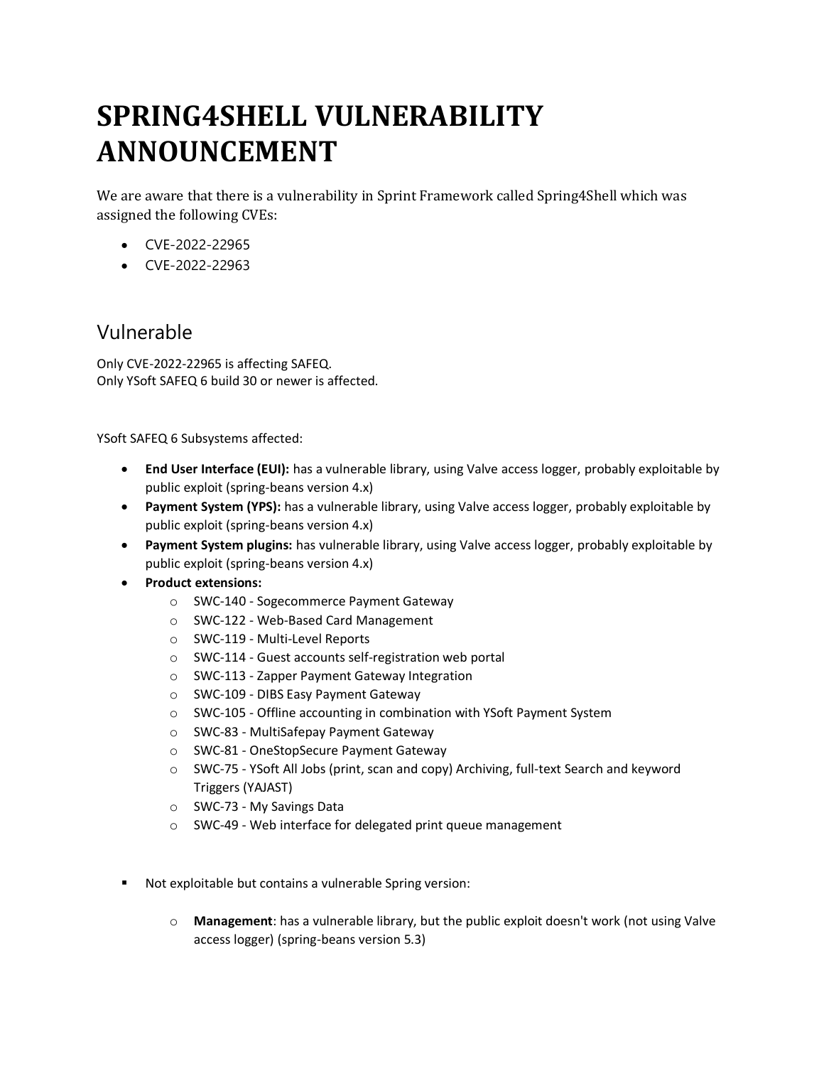# SPRING4SHELL VULNERABILITY ANNOUNCEMENT

We are aware that there is a vulnerability in Sprint Framework called Spring4Shell which was assigned the following CVEs:

- CVE-2022-22965
- CVE-2022-22963

## Vulnerable

Only CVE-2022-22965 is affecting SAFEQ.
Only YSoft SAFEQ 6 build 30 or newer is affected.

YSoft SAFEQ 6 Subsystems affected:

- **End User Interface (EUI):** has a vulnerable library, using Valve access logger, probably exploitable by public exploit (spring-beans version 4.x)
- **Payment System (YPS):** has a vulnerable library, using Valve access logger, probably exploitable by public exploit (spring-beans version 4.x)
- **Payment System plugins:** has vulnerable library, using Valve access logger, probably exploitable by public exploit (spring-beans version 4.x)
- **Product extensions:**
    - SWC-140 - Sogecommerce Payment Gateway
    - SWC-122 - Web-Based Card Management
    - SWC-119 - Multi-Level Reports
    - SWC-114 - Guest accounts self-registration web portal
    - SWC-113 - Zapper Payment Gateway Integration
    - SWC-109 - DIBS Easy Payment Gateway
    - SWC-105 - Offline accounting in combination with YSoft Payment System
    - SWC-83 - MultiSafepay Payment Gateway
    - SWC-81 - OneStopSecure Payment Gateway
    - SWC-75 - YSoft All Jobs (print, scan and copy) Archiving, full-text Search and keyword Triggers (YAJAST)
    - SWC-73 - My Savings Data
    - SWC-49 - Web interface for delegated print queue management

- Not exploitable but contains a vulnerable Spring version:
    - **Management**: has a vulnerable library, but the public exploit doesn't work (not using Valve access logger) (spring-beans version 5.3)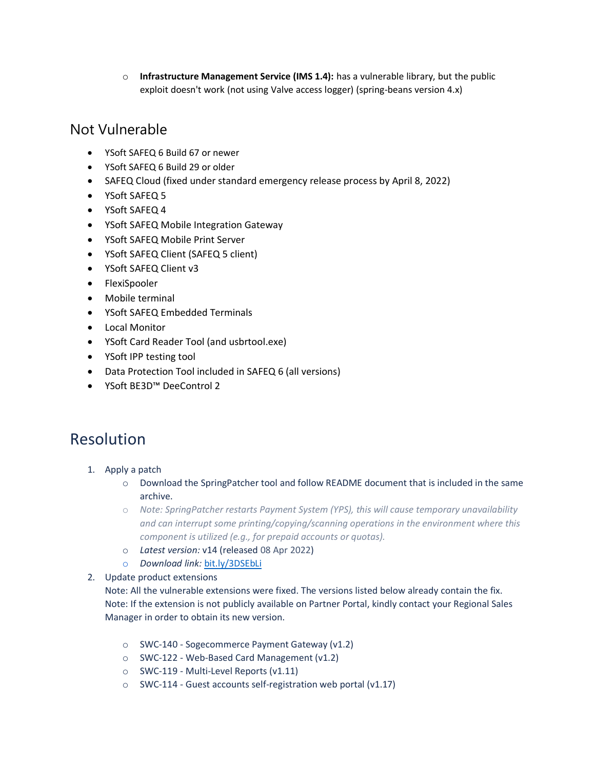- **Infrastructure Management Service (IMS 1.4):** has a vulnerable library, but the public exploit doesn't work (not using Valve access logger) (spring-beans version 4.x)

## Not Vulnerable

- YSoft SAFEQ 6 Build 67 or newer
- YSoft SAFEQ 6 Build 29 or older
- SAFEQ Cloud (fixed under standard emergency release process by April 8, 2022)
- YSoft SAFEQ 5
- YSoft SAFEQ 4
- YSoft SAFEQ Mobile Integration Gateway
- YSoft SAFEQ Mobile Print Server
- YSoft SAFEQ Client (SAFEQ 5 client)
- YSoft SAFEQ Client v3
- FlexiSpooler
- Mobile terminal
- YSoft SAFEQ Embedded Terminals
- Local Monitor
- YSoft Card Reader Tool (and usbrtool.exe)
- YSoft IPP testing tool
- Data Protection Tool included in SAFEQ 6 (all versions)
- YSoft BE3D™ DeeControl 2

## Resolution

1. Apply a patch
   - Download the SpringPatcher tool and follow README document that is included in the same archive.
   - *Note: SpringPatcher restarts Payment System (YPS), this will cause temporary unavailability and can interrupt some printing/copying/scanning operations in the environment where this component is utilized (e.g., for prepaid accounts or quotas).*
   - *Latest version:* v14 (released 08 Apr 2022)
   - *Download link:* [bit.ly/3DSEbLi](bit.ly/3DSEbLi)
2. Update product extensions
   Note: All the vulnerable extensions were fixed. The versions listed below already contain the fix.
   Note: If the extension is not publicly available on Partner Portal, kindly contact your Regional Sales Manager in order to obtain its new version.

   - SWC-140 - Sogecommerce Payment Gateway (v1.2)
   - SWC-122 - Web-Based Card Management (v1.2)
   - SWC-119 - Multi-Level Reports (v1.11)
   - SWC-114 - Guest accounts self-registration web portal (v1.17)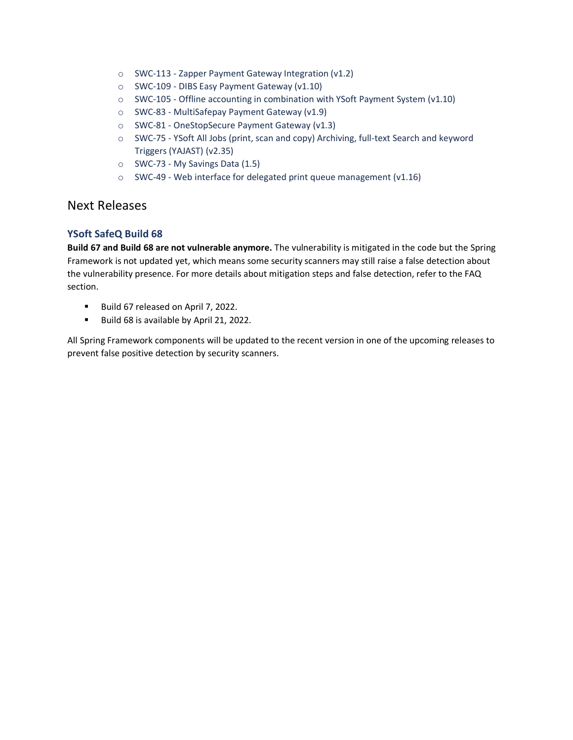- SWC-113 - Zapper Payment Gateway Integration (v1.2)
- SWC-109 - DIBS Easy Payment Gateway (v1.10)
- SWC-105 - Offline accounting in combination with YSoft Payment System (v1.10)
- SWC-83 - MultiSafepay Payment Gateway (v1.9)
- SWC-81 - OneStopSecure Payment Gateway (v1.3)
- SWC-75 - YSoft All Jobs (print, scan and copy) Archiving, full-text Search and keyword Triggers (YAJAST) (v2.35)
- SWC-73 - My Savings Data (1.5)
- SWC-49 - Web interface for delegated print queue management (v1.16)

## Next Releases

### YSoft SafeQ Build 68

**Build 67 and Build 68 are not vulnerable anymore.** The vulnerability is mitigated in the code but the Spring Framework is not updated yet, which means some security scanners may still raise a false detection about the vulnerability presence. For more details about mitigation steps and false detection, refer to the FAQ section.

- Build 67 released on April 7, 2022.
- Build 68 is available by April 21, 2022.

All Spring Framework components will be updated to the recent version in one of the upcoming releases to prevent false positive detection by security scanners.